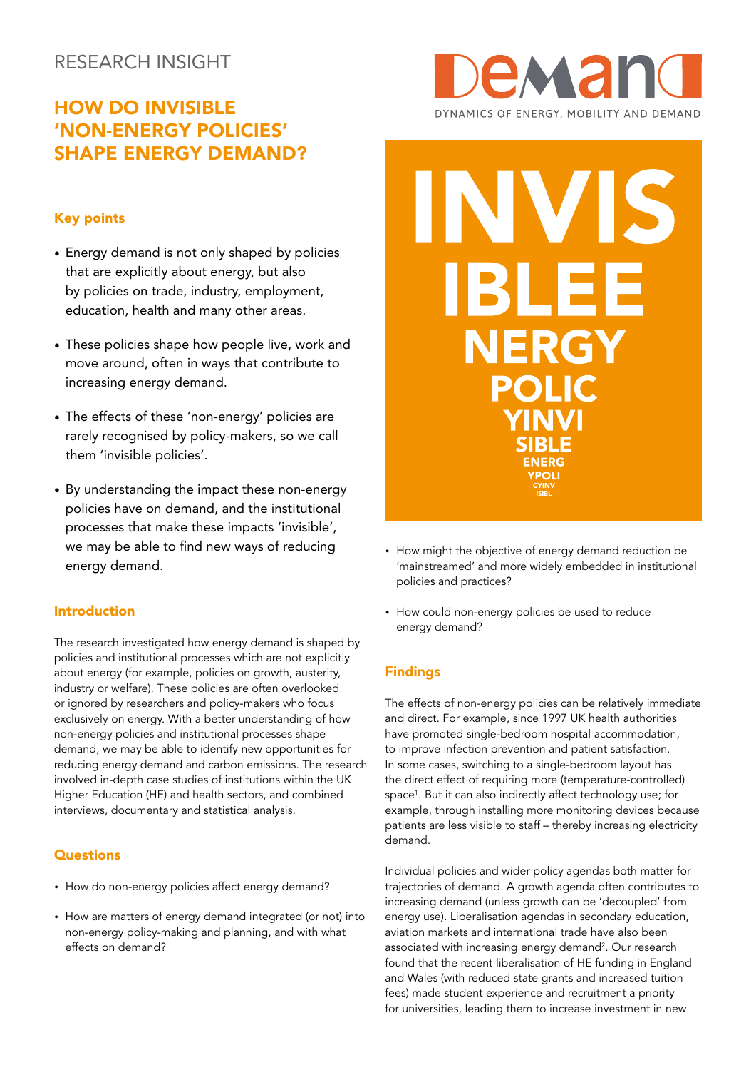RESEARCH INSIGHT

# HOW DO INVISIBLE 'NON-ENERGY POLICIES' SHAPE ENERGY DEMAND?

DEMAND
DYNAMICS OF ENERGY, MOBILITY AND DEMAND

INVIS
IBLEE
NERGY
POLIC
YINVI
SIBLE
ENERG
YPOLI
CYINV
ISIBL

## Key points

- Energy demand is not only shaped by policies that are explicitly about energy, but also by policies on trade, industry, employment, education, health and many other areas.
- These policies shape how people live, work and move around, often in ways that contribute to increasing energy demand.
- The effects of these 'non-energy' policies are rarely recognised by policy-makers, so we call them 'invisible policies'.
- By understanding the impact these non-energy policies have on demand, and the institutional processes that make these impacts 'invisible', we may be able to find new ways of reducing energy demand.

## Introduction

The research investigated how energy demand is shaped by policies and institutional processes which are not explicitly about energy (for example, policies on growth, austerity, industry or welfare). These policies are often overlooked or ignored by researchers and policy-makers who focus exclusively on energy. With a better understanding of how non-energy policies and institutional processes shape demand, we may be able to identify new opportunities for reducing energy demand and carbon emissions. The research involved in-depth case studies of institutions within the UK Higher Education (HE) and health sectors, and combined interviews, documentary and statistical analysis.

## Questions

- How do non-energy policies affect energy demand?
- How are matters of energy demand integrated (or not) into non-energy policy-making and planning, and with what effects on demand?
- How might the objective of energy demand reduction be 'mainstreamed' and more widely embedded in institutional policies and practices?
- How could non-energy policies be used to reduce energy demand?

## Findings

The effects of non-energy policies can be relatively immediate and direct. For example, since 1997 UK health authorities have promoted single-bedroom hospital accommodation, to improve infection prevention and patient satisfaction. In some cases, switching to a single-bedroom layout has the direct effect of requiring more (temperature-controlled) space[1]. But it can also indirectly affect technology use; for example, through installing more monitoring devices because patients are less visible to staff – thereby increasing electricity demand.

Individual policies and wider policy agendas both matter for trajectories of demand. A growth agenda often contributes to increasing demand (unless growth can be 'decoupled' from energy use). Liberalisation agendas in secondary education, aviation markets and international trade have also been associated with increasing energy demand[2]. Our research found that the recent liberalisation of HE funding in England and Wales (with reduced state grants and increased tuition fees) made student experience and recruitment a priority for universities, leading them to increase investment in new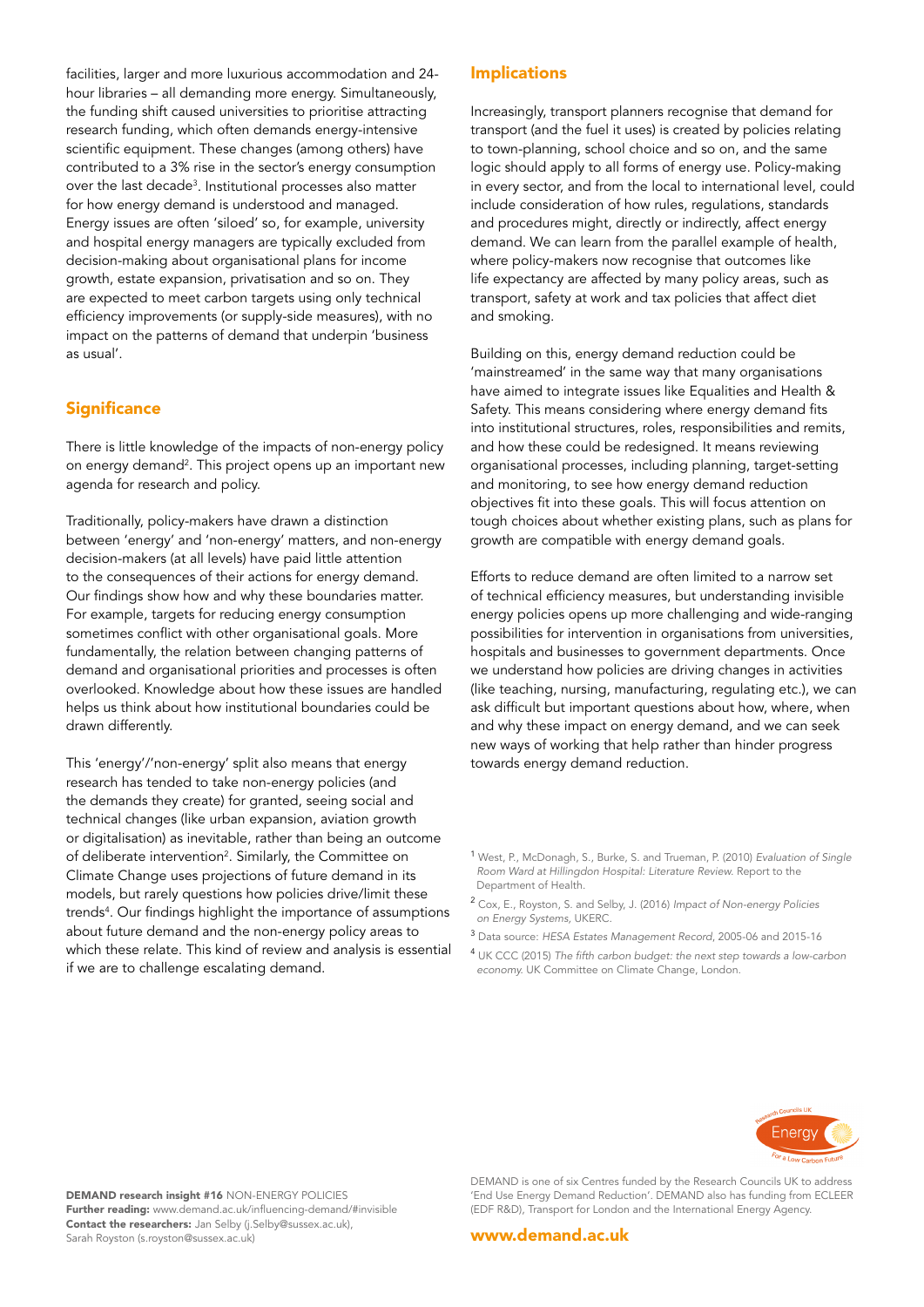facilities, larger and more luxurious accommodation and 24-hour libraries – all demanding more energy. Simultaneously, the funding shift caused universities to prioritise attracting research funding, which often demands energy-intensive scientific equipment. These changes (among others) have contributed to a 3% rise in the sector's energy consumption over the last decade[3]. Institutional processes also matter for how energy demand is understood and managed. Energy issues are often 'siloed' so, for example, university and hospital energy managers are typically excluded from decision-making about organisational plans for income growth, estate expansion, privatisation and so on. They are expected to meet carbon targets using only technical efficiency improvements (or supply-side measures), with no impact on the patterns of demand that underpin 'business as usual'.

## Significance

There is little knowledge of the impacts of non-energy policy on energy demand[2]. This project opens up an important new agenda for research and policy.

Traditionally, policy-makers have drawn a distinction between 'energy' and 'non-energy' matters, and non-energy decision-makers (at all levels) have paid little attention to the consequences of their actions for energy demand. Our findings show how and why these boundaries matter. For example, targets for reducing energy consumption sometimes conflict with other organisational goals. More fundamentally, the relation between changing patterns of demand and organisational priorities and processes is often overlooked. Knowledge about how these issues are handled helps us think about how institutional boundaries could be drawn differently.

This 'energy'/'non-energy' split also means that energy research has tended to take non-energy policies (and the demands they create) for granted, seeing social and technical changes (like urban expansion, aviation growth or digitalisation) as inevitable, rather than being an outcome of deliberate intervention[2]. Similarly, the Committee on Climate Change uses projections of future demand in its models, but rarely questions how policies drive/limit these trends[4]. Our findings highlight the importance of assumptions about future demand and the non-energy policy areas to which these relate. This kind of review and analysis is essential if we are to challenge escalating demand.

## Implications

Increasingly, transport planners recognise that demand for transport (and the fuel it uses) is created by policies relating to town-planning, school choice and so on, and the same logic should apply to all forms of energy use. Policy-making in every sector, and from the local to international level, could include consideration of how rules, regulations, standards and procedures might, directly or indirectly, affect energy demand. We can learn from the parallel example of health, where policy-makers now recognise that outcomes like life expectancy are affected by many policy areas, such as transport, safety at work and tax policies that affect diet and smoking.

Building on this, energy demand reduction could be 'mainstreamed' in the same way that many organisations have aimed to integrate issues like Equalities and Health & Safety. This means considering where energy demand fits into institutional structures, roles, responsibilities and remits, and how these could be redesigned. It means reviewing organisational processes, including planning, target-setting and monitoring, to see how energy demand reduction objectives fit into these goals. This will focus attention on tough choices about whether existing plans, such as plans for growth are compatible with energy demand goals.

Efforts to reduce demand are often limited to a narrow set of technical efficiency measures, but understanding invisible energy policies opens up more challenging and wide-ranging possibilities for intervention in organisations from universities, hospitals and businesses to government departments. Once we understand how policies are driving changes in activities (like teaching, nursing, manufacturing, regulating etc.), we can ask difficult but important questions about how, where, when and why these impact on energy demand, and we can seek new ways of working that help rather than hinder progress towards energy demand reduction.

[1] West, P., McDonagh, S., Burke, S. and Trueman, P. (2010) *Evaluation of Single Room Ward at Hillingdon Hospital: Literature Review.* Report to the Department of Health.

[2] Cox, E., Royston, S. and Selby, J. (2016) *Impact of Non-energy Policies on Energy Systems,* UKERC.

[3] Data source: *HESA Estates Management Record*, 2005-06 and 2015-16

[4] UK CCC (2015) *The fifth carbon budget: the next step towards a low-carbon economy.* UK Committee on Climate Change, London.

Research Councils UK Energy For a Low Carbon Future

**DEMAND research insight #16** NON-ENERGY POLICIES
**Further reading:** www.demand.ac.uk/influencing-demand/#invisible
**Contact the researchers:** Jan Selby (j.Selby@sussex.ac.uk), Sarah Royston (s.royston@sussex.ac.uk)

DEMAND is one of six Centres funded by the Research Councils UK to address 'End Use Energy Demand Reduction'. DEMAND also has funding from ECLEER (EDF R&D), Transport for London and the International Energy Agency.

**www.demand.ac.uk**